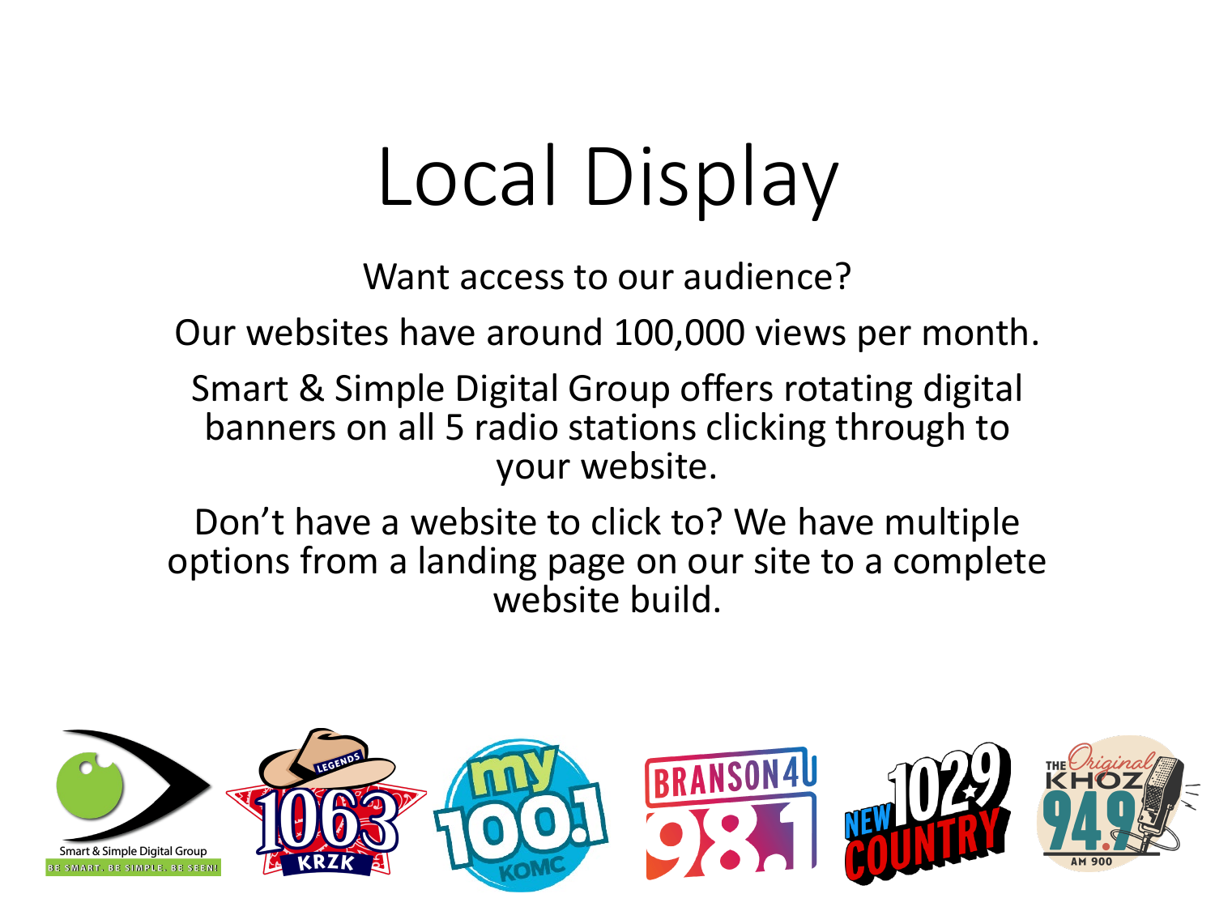# Local Display

Want access to our audience?

Our websites have around 100,000 views per month.

Smart & Simple Digital Group offers rotating digital banners on all 5 radio stations clicking through to your website.

Don't have a website to click to? We have multiple options from a landing page on our site to a complete website build.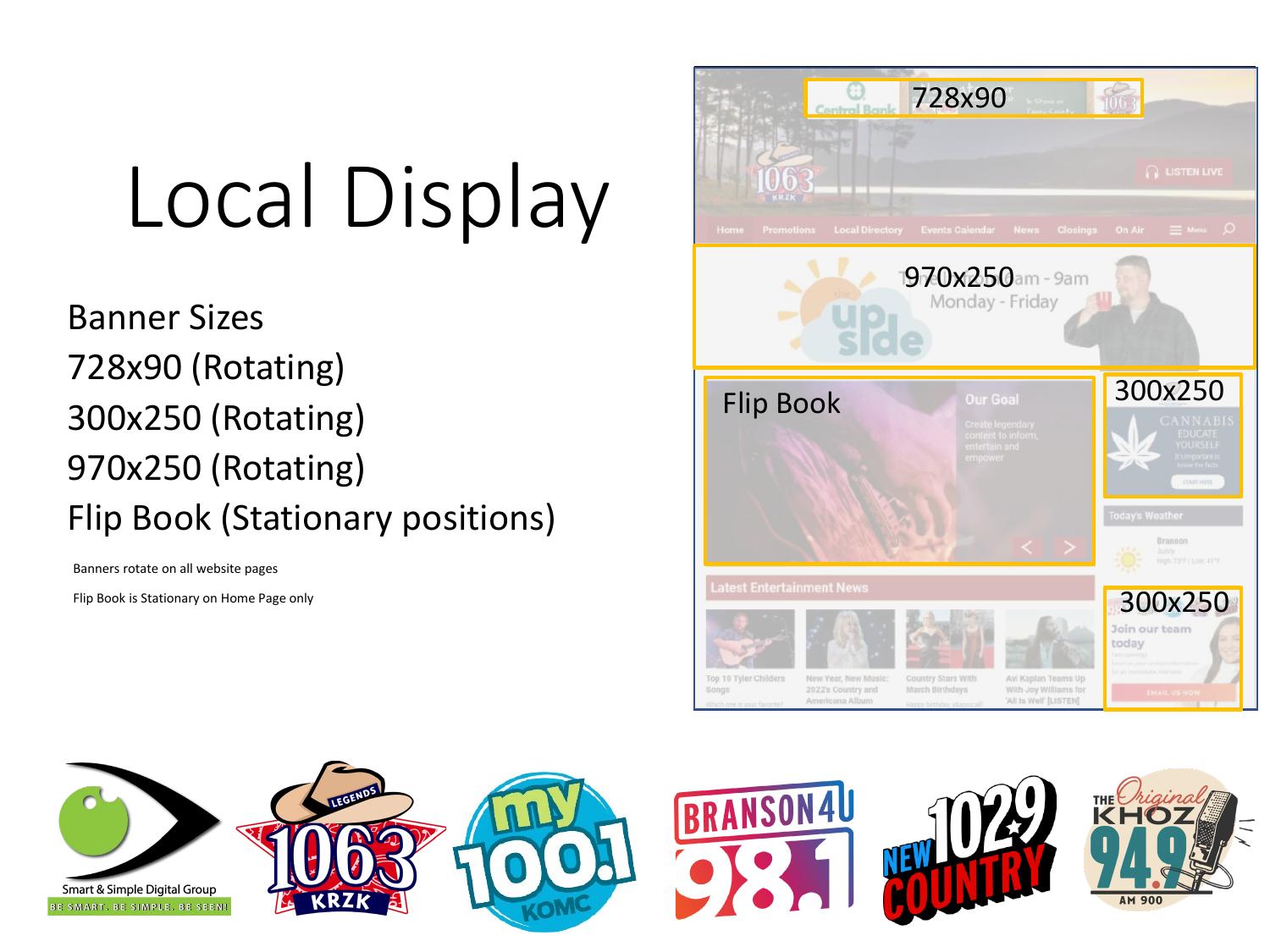# Local Display

Banner Sizes

728x90 (Rotating)

300x250 (Rotating)

970x250 (Rotating)

Flip Book (Stationary positions)

Banners rotate on all website pages

Flip Book is Stationary on Home Page only

728x90

970x250

Flip Book

300x250

300x250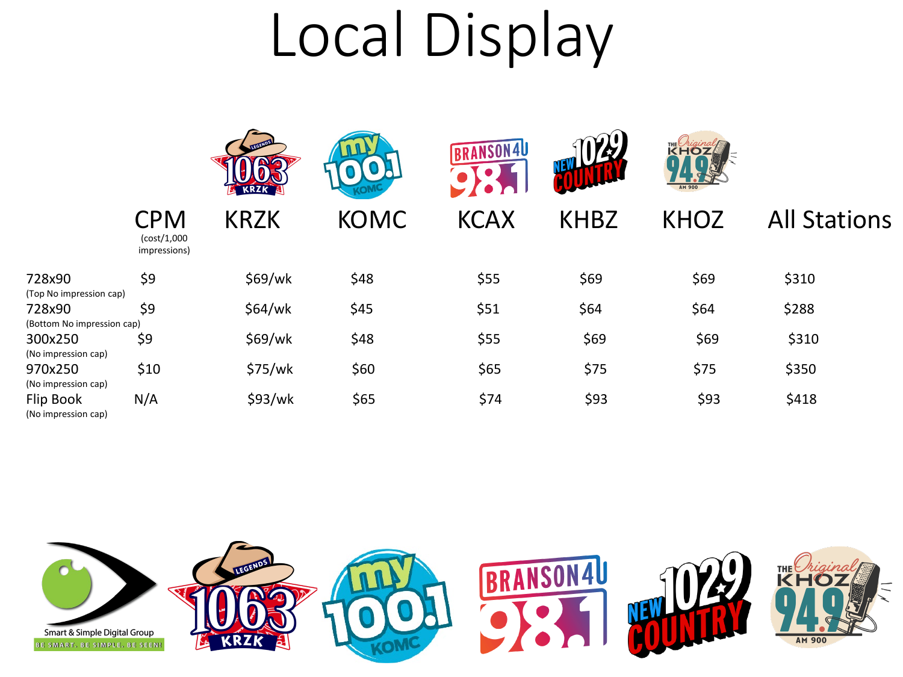# Local Display

| | CPM (cost/1,000 impressions) | KRZK | KOMC | KCAX | KHBZ | KHOZ | All Stations |
|---|---|---|---|---|---|---|---|
| 728x90 (Top No impression cap) | $9 | $69/wk | $48 | $55 | $69 | $69 | $310 |
| 728x90 (Bottom No impression cap) | $9 | $64/wk | $45 | $51 | $64 | $64 | $288 |
| 300x250 (No impression cap) | $9 | $69/wk | $48 | $55 | $69 | $69 | $310 |
| 970x250 (No impression cap) | $10 | $75/wk | $60 | $65 | $75 | $75 | $350 |
| Flip Book (No impression cap) | N/A | $93/wk | $65 | $74 | $93 | $93 | $418 |

Smart & Simple Digital Group
BE SMART. BE SIMPLE. BE SEEN!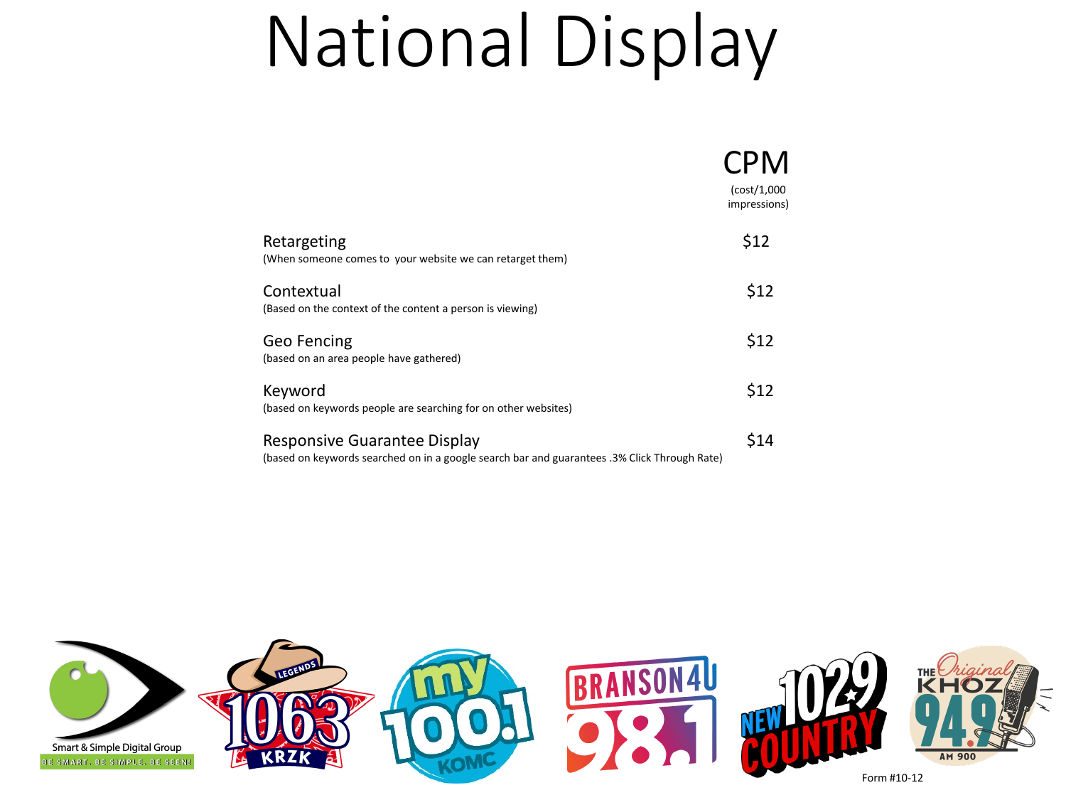# National Display

| | CPM (cost/1,000 impressions) |
|---|---|
| Retargeting<br>(When someone comes to your website we can retarget them) | $12 |
| Contextual<br>(Based on the context of the content a person is viewing) | $12 |
| Geo Fencing<br>(based on an area people have gathered) | $12 |
| Keyword<br>(based on keywords people are searching for on other websites) | $12 |
| Responsive Guarantee Display<br>(based on keywords searched on in a google search bar and guarantees .3% Click Through Rate) | $14 |

Smart & Simple Digital Group
BE SMART. BE SIMPLE. BE SEEN!

Form #10-12